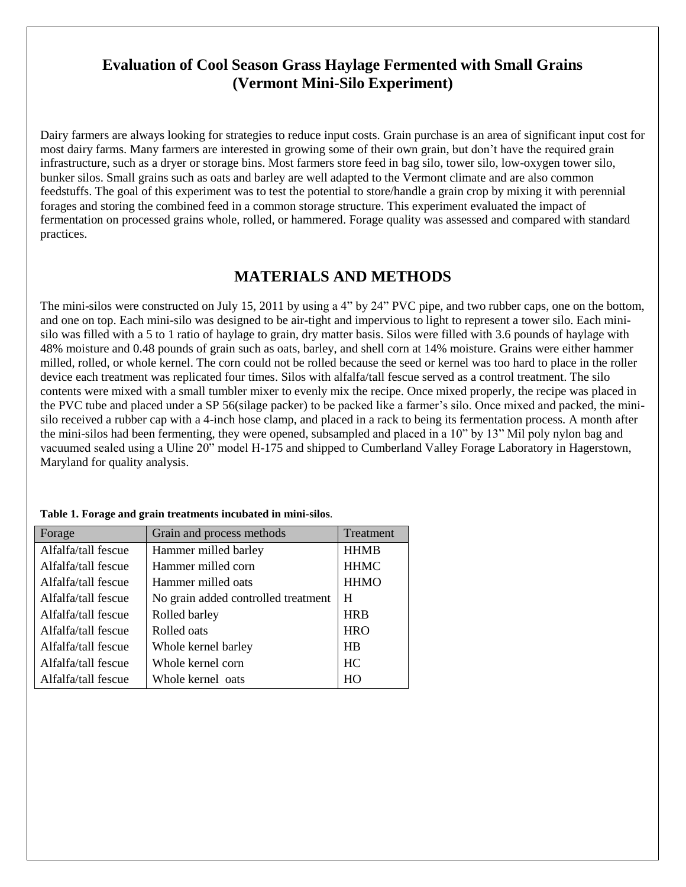# Evaluation of Cool Season Grass Haylage Fermented with Small Grains (Vermont Mini-Silo Experiment)

Dairy farmers are always looking for strategies to reduce input costs. Grain purchase is an area of significant input cost for most dairy farms. Many farmers are interested in growing some of their own grain, but don't have the required grain infrastructure, such as a dryer or storage bins. Most farmers store feed in bag silo, tower silo, low-oxygen tower silo, bunker silos. Small grains such as oats and barley are well adapted to the Vermont climate and are also common feedstuffs. The goal of this experiment was to test the potential to store/handle a grain crop by mixing it with perennial forages and storing the combined feed in a common storage structure. This experiment evaluated the impact of fermentation on processed grains whole, rolled, or hammered. Forage quality was assessed and compared with standard practices.

## MATERIALS AND METHODS

The mini-silos were constructed on July 15, 2011 by using a 4" by 24" PVC pipe, and two rubber caps, one on the bottom, and one on top. Each mini-silo was designed to be air-tight and impervious to light to represent a tower silo. Each mini-silo was filled with a 5 to 1 ratio of haylage to grain, dry matter basis. Silos were filled with 3.6 pounds of haylage with 48% moisture and 0.48 pounds of grain such as oats, barley, and shell corn at 14% moisture. Grains were either hammer milled, rolled, or whole kernel. The corn could not be rolled because the seed or kernel was too hard to place in the roller device each treatment was replicated four times. Silos with alfalfa/tall fescue served as a control treatment. The silo contents were mixed with a small tumbler mixer to evenly mix the recipe. Once mixed properly, the recipe was placed in the PVC tube and placed under a SP 56(silage packer) to be packed like a farmer's silo. Once mixed and packed, the mini-silo received a rubber cap with a 4-inch hose clamp, and placed in a rack to being its fermentation process. A month after the mini-silos had been fermenting, they were opened, subsampled and placed in a 10" by 13" Mil poly nylon bag and vacuumed sealed using a Uline 20" model H-175 and shipped to Cumberland Valley Forage Laboratory in Hagerstown, Maryland for quality analysis.

**Table 1. Forage and grain treatments incubated in mini-silos**.

| Forage | Grain and process methods | Treatment |
|---|---|---|
| Alfalfa/tall fescue | Hammer milled barley | HHMB |
| Alfalfa/tall fescue | Hammer milled corn | HHMC |
| Alfalfa/tall fescue | Hammer milled oats | HHMO |
| Alfalfa/tall fescue | No grain added controlled treatment | H |
| Alfalfa/tall fescue | Rolled barley | HRB |
| Alfalfa/tall fescue | Rolled oats | HRO |
| Alfalfa/tall fescue | Whole kernel barley | HB |
| Alfalfa/tall fescue | Whole kernel corn | HC |
| Alfalfa/tall fescue | Whole kernel oats | HO |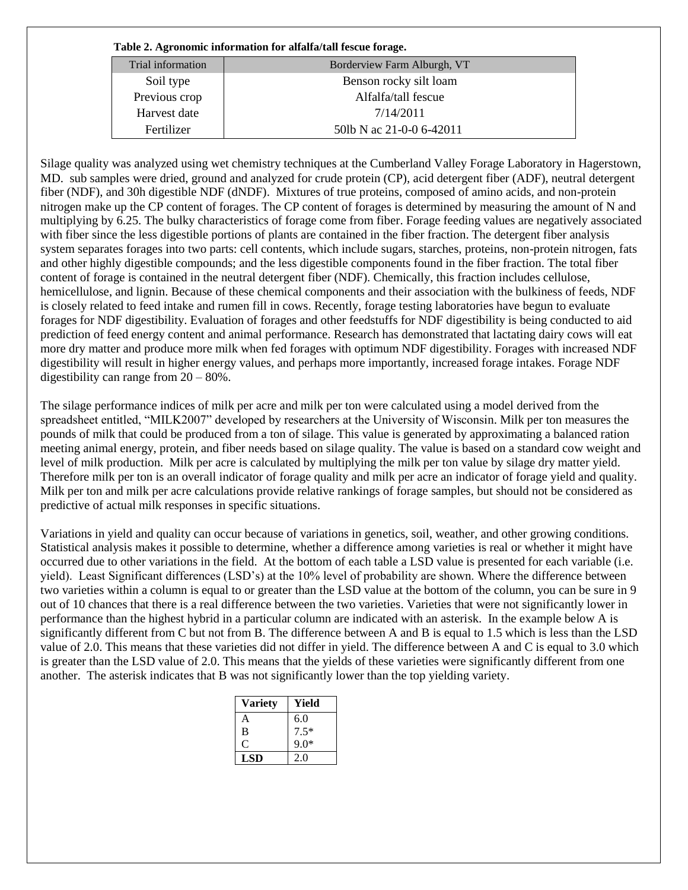**Table 2. Agronomic information for alfalfa/tall fescue forage.**

| Trial information | Borderview Farm Alburgh, VT |
|---|---|
| Soil type | Benson rocky silt loam |
| Previous crop | Alfalfa/tall fescue |
| Harvest date | 7/14/2011 |
| Fertilizer | 50lb N ac 21-0-0 6-42011 |

Silage quality was analyzed using wet chemistry techniques at the Cumberland Valley Forage Laboratory in Hagerstown, MD. sub samples were dried, ground and analyzed for crude protein (CP), acid detergent fiber (ADF), neutral detergent fiber (NDF), and 30h digestible NDF (dNDF). Mixtures of true proteins, composed of amino acids, and non-protein nitrogen make up the CP content of forages. The CP content of forages is determined by measuring the amount of N and multiplying by 6.25. The bulky characteristics of forage come from fiber. Forage feeding values are negatively associated with fiber since the less digestible portions of plants are contained in the fiber fraction. The detergent fiber analysis system separates forages into two parts: cell contents, which include sugars, starches, proteins, non-protein nitrogen, fats and other highly digestible compounds; and the less digestible components found in the fiber fraction. The total fiber content of forage is contained in the neutral detergent fiber (NDF). Chemically, this fraction includes cellulose, hemicellulose, and lignin. Because of these chemical components and their association with the bulkiness of feeds, NDF is closely related to feed intake and rumen fill in cows. Recently, forage testing laboratories have begun to evaluate forages for NDF digestibility. Evaluation of forages and other feedstuffs for NDF digestibility is being conducted to aid prediction of feed energy content and animal performance. Research has demonstrated that lactating dairy cows will eat more dry matter and produce more milk when fed forages with optimum NDF digestibility. Forages with increased NDF digestibility will result in higher energy values, and perhaps more importantly, increased forage intakes. Forage NDF digestibility can range from 20 – 80%.

The silage performance indices of milk per acre and milk per ton were calculated using a model derived from the spreadsheet entitled, "MILK2007" developed by researchers at the University of Wisconsin. Milk per ton measures the pounds of milk that could be produced from a ton of silage. This value is generated by approximating a balanced ration meeting animal energy, protein, and fiber needs based on silage quality. The value is based on a standard cow weight and level of milk production. Milk per acre is calculated by multiplying the milk per ton value by silage dry matter yield. Therefore milk per ton is an overall indicator of forage quality and milk per acre an indicator of forage yield and quality. Milk per ton and milk per acre calculations provide relative rankings of forage samples, but should not be considered as predictive of actual milk responses in specific situations.

Variations in yield and quality can occur because of variations in genetics, soil, weather, and other growing conditions. Statistical analysis makes it possible to determine, whether a difference among varieties is real or whether it might have occurred due to other variations in the field. At the bottom of each table a LSD value is presented for each variable (i.e. yield). Least Significant differences (LSD's) at the 10% level of probability are shown. Where the difference between two varieties within a column is equal to or greater than the LSD value at the bottom of the column, you can be sure in 9 out of 10 chances that there is a real difference between the two varieties. Varieties that were not significantly lower in performance than the highest hybrid in a particular column are indicated with an asterisk. In the example below A is significantly different from C but not from B. The difference between A and B is equal to 1.5 which is less than the LSD value of 2.0. This means that these varieties did not differ in yield. The difference between A and C is equal to 3.0 which is greater than the LSD value of 2.0. This means that the yields of these varieties were significantly different from one another. The asterisk indicates that B was not significantly lower than the top yielding variety.

| Variety | Yield |
|---|---|
| A | 6.0 |
| B | 7.5* |
| C | 9.0* |
| **LSD** | 2.0 |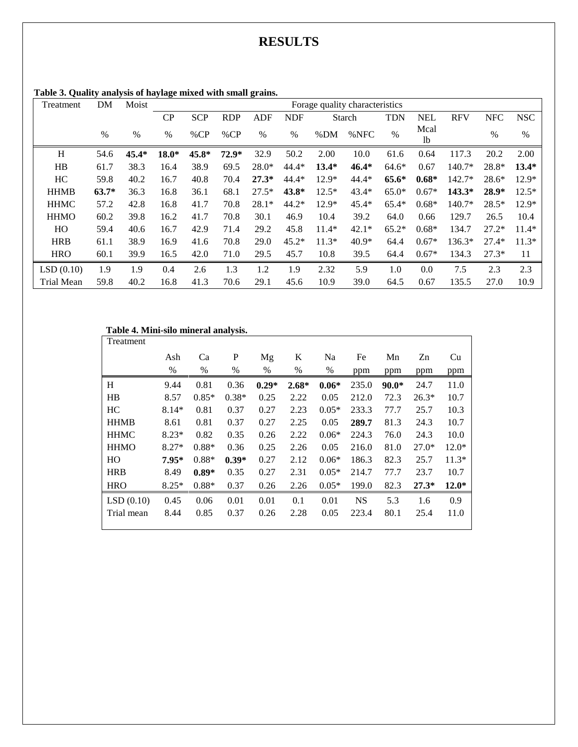# RESULTS

**Table 3. Quality analysis of haylage mixed with small grains.**

| Treatment | DM | Moist | Forage quality characteristics | | | | | | | | | | | | |
|---|---|---|---|---|---|---|---|---|---|---|---|---|---|---|---|
| | | | CP | SCP | RDP | ADF | NDF | Starch | | TDN | NEL | RFV | NFC | NSC |
| | % | % | % | %CP | %CP | % | % | %DM | %NFC | % | Mcal lb | | % | % |
| H | 54.6 | **45.4*** | **18.0*** | **45.8*** | **72.9*** | 32.9 | 50.2 | 2.00 | 10.0 | 61.6 | 0.64 | 117.3 | 20.2 | 2.00 |
| HB | 61.7 | 38.3 | 16.4 | 38.9 | 69.5 | 28.0* | 44.4* | **13.4*** | **46.4*** | 64.6* | 0.67 | 140.7* | 28.8* | **13.4*** |
| HC | 59.8 | 40.2 | 16.7 | 40.8 | 70.4 | **27.3*** | 44.4* | 12.9* | 44.4* | **65.6*** | **0.68*** | 142.7* | 28.6* | 12.9* |
| HHMB | **63.7*** | 36.3 | 16.8 | 36.1 | 68.1 | 27.5* | **43.8*** | 12.5* | 43.4* | 65.0* | 0.67* | **143.3*** | **28.9*** | 12.5* |
| HHMC | 57.2 | 42.8 | 16.8 | 41.7 | 70.8 | 28.1* | 44.2* | 12.9* | 45.4* | 65.4* | 0.68* | 140.7* | 28.5* | 12.9* |
| HHMO | 60.2 | 39.8 | 16.2 | 41.7 | 70.8 | 30.1 | 46.9 | 10.4 | 39.2 | 64.0 | 0.66 | 129.7 | 26.5 | 10.4 |
| HO | 59.4 | 40.6 | 16.7 | 42.9 | 71.4 | 29.2 | 45.8 | 11.4* | 42.1* | 65.2* | 0.68* | 134.7 | 27.2* | 11.4* |
| HRB | 61.1 | 38.9 | 16.9 | 41.6 | 70.8 | 29.0 | 45.2* | 11.3* | 40.9* | 64.4 | 0.67* | 136.3* | 27.4* | 11.3* |
| HRO | 60.1 | 39.9 | 16.5 | 42.0 | 71.0 | 29.5 | 45.7 | 10.8 | 39.5 | 64.4 | 0.67* | 134.3 | 27.3* | 11 |
| LSD (0.10) | 1.9 | 1.9 | 0.4 | 2.6 | 1.3 | 1.2 | 1.9 | 2.32 | 5.9 | 1.0 | 0.0 | 7.5 | 2.3 | 2.3 |
| Trial Mean | 59.8 | 40.2 | 16.8 | 41.3 | 70.6 | 29.1 | 45.6 | 10.9 | 39.0 | 64.5 | 0.67 | 135.5 | 27.0 | 10.9 |

**Table 4. Mini-silo mineral analysis.**

| Treatment | Ash | Ca | P | Mg | K | Na | Fe | Mn | Zn | Cu |
|---|---|---|---|---|---|---|---|---|---|---|
| | % | % | % | % | % | % | ppm | ppm | ppm | ppm |
| H | 9.44 | 0.81 | 0.36 | **0.29*** | **2.68*** | **0.06*** | 235.0 | **90.0*** | 24.7 | 11.0 |
| HB | 8.57 | 0.85* | 0.38* | 0.25 | 2.22 | 0.05 | 212.0 | 72.3 | 26.3* | 10.7 |
| HC | 8.14* | 0.81 | 0.37 | 0.27 | 2.23 | 0.05* | 233.3 | 77.7 | 25.7 | 10.3 |
| HHMB | 8.61 | 0.81 | 0.37 | 0.27 | 2.25 | 0.05 | **289.7** | 81.3 | 24.3 | 10.7 |
| HHMC | 8.23* | 0.82 | 0.35 | 0.26 | 2.22 | 0.06* | 224.3 | 76.0 | 24.3 | 10.0 |
| HHMO | 8.27* | 0.88* | 0.36 | 0.25 | 2.26 | 0.05 | 216.0 | 81.0 | 27.0* | 12.0* |
| HO | **7.95*** | 0.88* | **0.39*** | 0.27 | 2.12 | 0.06* | 186.3 | 82.3 | 25.7 | 11.3* |
| HRB | 8.49 | **0.89*** | 0.35 | 0.27 | 2.31 | 0.05* | 214.7 | 77.7 | 23.7 | 10.7 |
| HRO | 8.25* | 0.88* | 0.37 | 0.26 | 2.26 | 0.05* | 199.0 | 82.3 | **27.3*** | **12.0*** |
| LSD (0.10) | 0.45 | 0.06 | 0.01 | 0.01 | 0.1 | 0.01 | NS | 5.3 | 1.6 | 0.9 |
| Trial mean | 8.44 | 0.85 | 0.37 | 0.26 | 2.28 | 0.05 | 223.4 | 80.1 | 25.4 | 11.0 |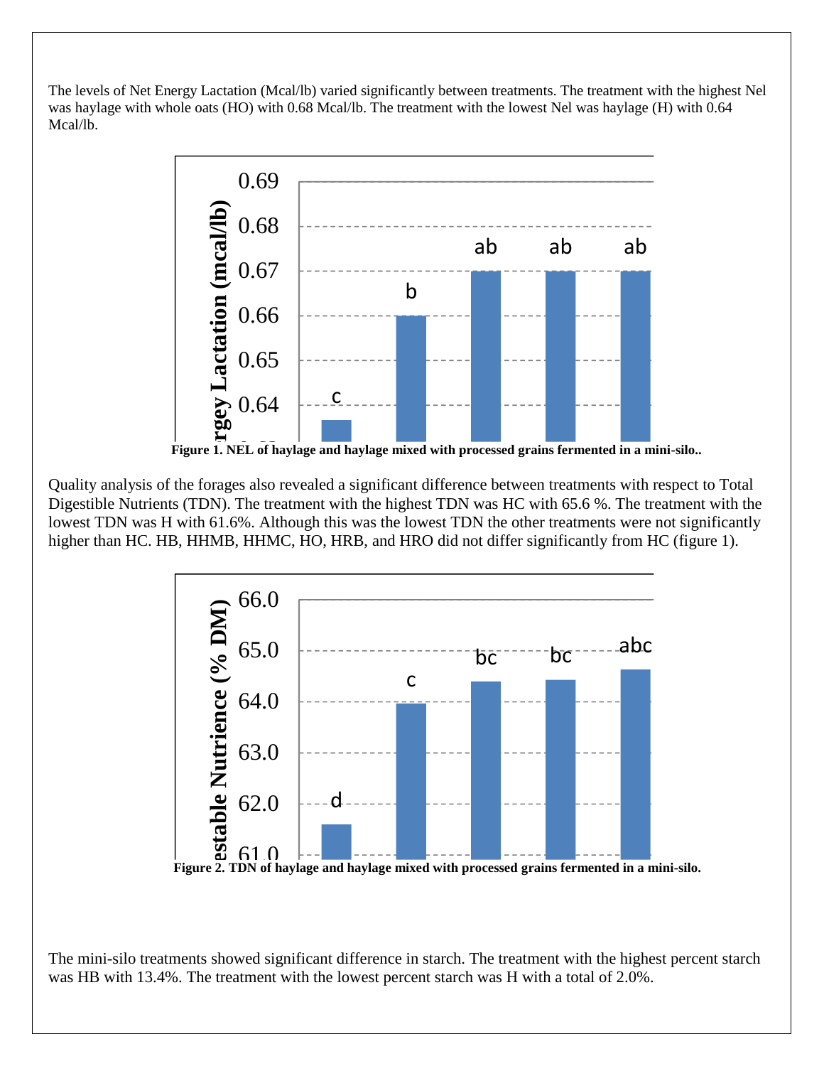The levels of Net Energy Lactation (Mcal/lb) varied significantly between treatments. The treatment with the highest Nel was haylage with whole oats (HO) with 0.68 Mcal/lb. The treatment with the lowest Nel was haylage (H) with 0.64 Mcal/lb.

**Figure 1. NEL of haylage and haylage mixed with processed grains fermented in a mini-silo..**

Quality analysis of the forages also revealed a significant difference between treatments with respect to Total Digestible Nutrients (TDN). The treatment with the highest TDN was HC with 65.6 %. The treatment with the lowest TDN was H with 61.6%. Although this was the lowest TDN the other treatments were not significantly higher than HC. HB, HHMB, HHMC, HO, HRB, and HRO did not differ significantly from HC (figure 1).

**Figure 2. TDN of haylage and haylage mixed with processed grains fermented in a mini-silo.**

The mini-silo treatments showed significant difference in starch. The treatment with the highest percent starch was HB with 13.4%. The treatment with the lowest percent starch was H with a total of 2.0%.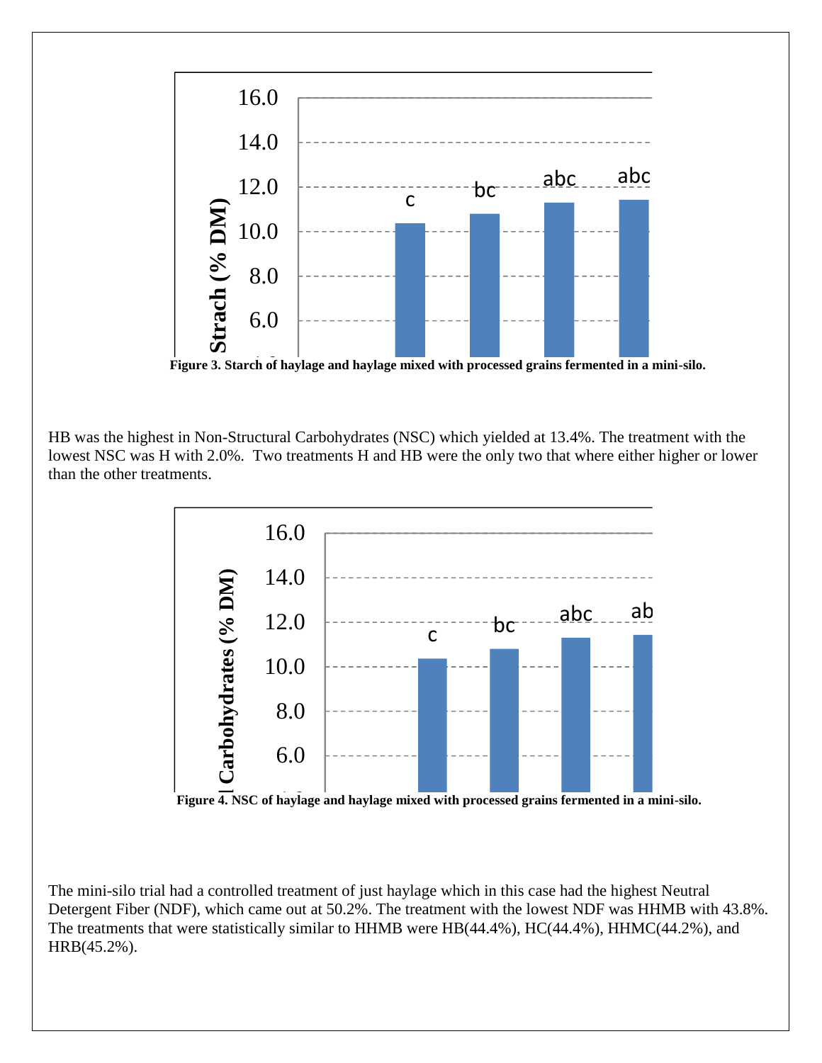Figure 3. Starch of haylage and haylage mixed with processed grains fermented in a mini-silo.

HB was the highest in Non-Structural Carbohydrates (NSC) which yielded at 13.4%. The treatment with the lowest NSC was H with 2.0%.  Two treatments H and HB were the only two that where either higher or lower than the other treatments.

Figure 4. NSC of haylage and haylage mixed with processed grains fermented in a mini-silo.

The mini-silo trial had a controlled treatment of just haylage which in this case had the highest Neutral Detergent Fiber (NDF), which came out at 50.2%. The treatment with the lowest NDF was HHMB with 43.8%. The treatments that were statistically similar to HHMB were HB(44.4%), HC(44.4%), HHMC(44.2%), and HRB(45.2%).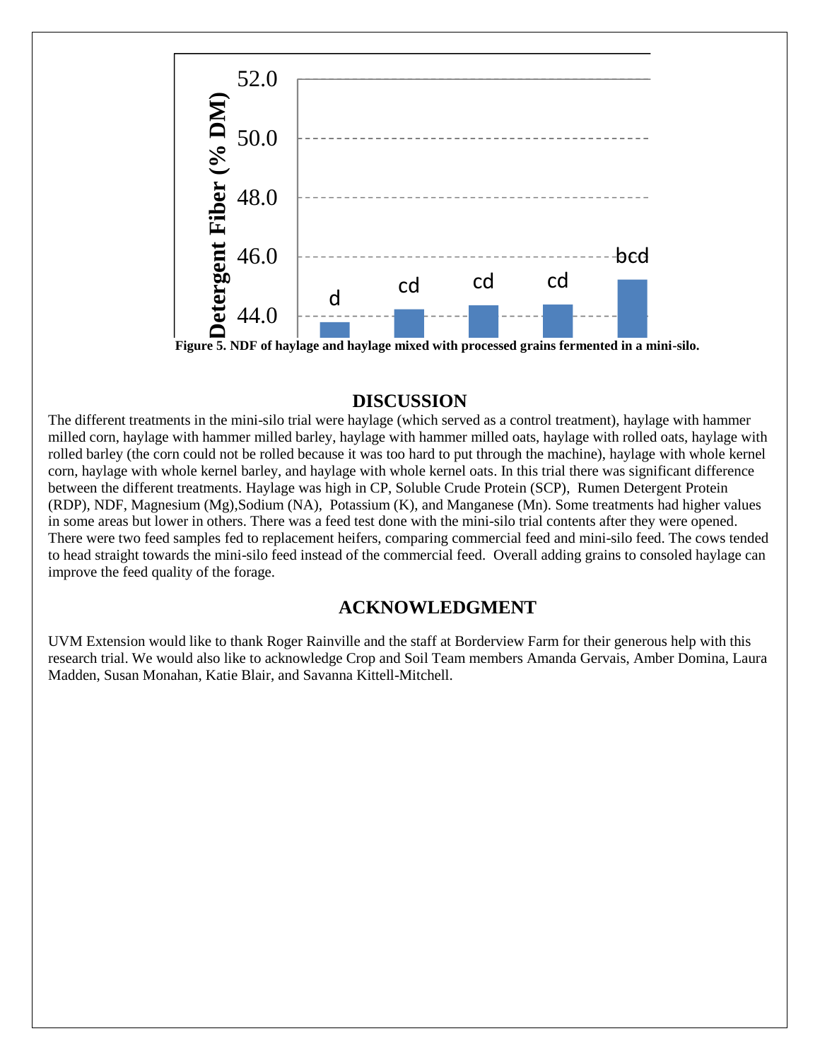Detergent Fiber (% DM)

52.0

50.0

48.0

46.0

44.0

d

cd

cd

cd

bcd

**Figure 5. NDF of haylage and haylage mixed with processed grains fermented in a mini-silo.**

## DISCUSSION

The different treatments in the mini-silo trial were haylage (which served as a control treatment), haylage with hammer milled corn, haylage with hammer milled barley, haylage with hammer milled oats, haylage with rolled oats, haylage with rolled barley (the corn could not be rolled because it was too hard to put through the machine), haylage with whole kernel corn, haylage with whole kernel barley, and haylage with whole kernel oats. In this trial there was significant difference between the different treatments. Haylage was high in CP, Soluble Crude Protein (SCP), Rumen Detergent Protein (RDP), NDF, Magnesium (Mg),Sodium (NA), Potassium (K), and Manganese (Mn). Some treatments had higher values in some areas but lower in others. There was a feed test done with the mini-silo trial contents after they were opened. There were two feed samples fed to replacement heifers, comparing commercial feed and mini-silo feed. The cows tended to head straight towards the mini-silo feed instead of the commercial feed. Overall adding grains to consoled haylage can improve the feed quality of the forage.

## ACKNOWLEDGMENT

UVM Extension would like to thank Roger Rainville and the staff at Borderview Farm for their generous help with this research trial. We would also like to acknowledge Crop and Soil Team members Amanda Gervais, Amber Domina, Laura Madden, Susan Monahan, Katie Blair, and Savanna Kittell-Mitchell.